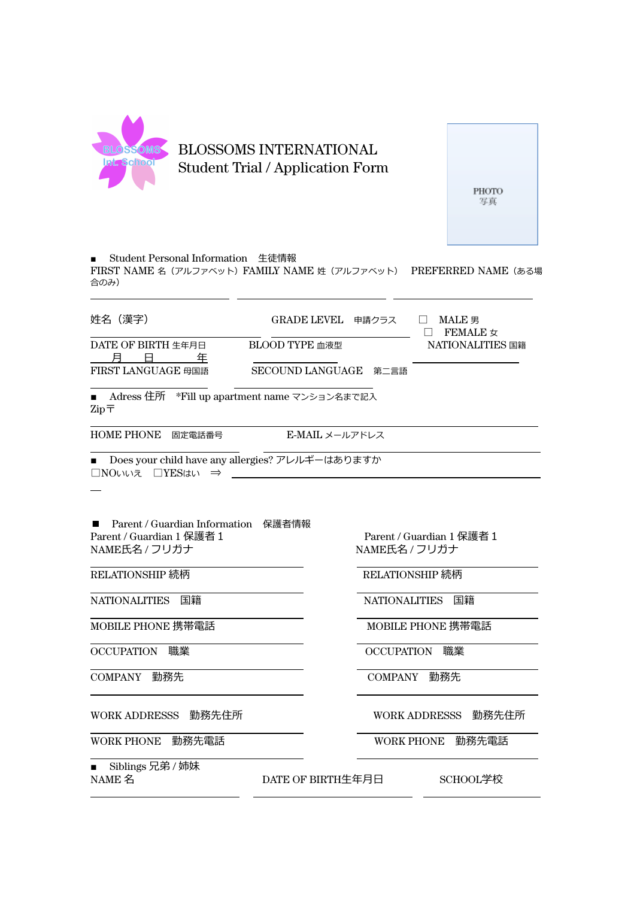BLOSSOMS Int. School

# BLOSSOMS INTERNATIONAL
## Student Trial / Application Form

PHOTO
写真

■ Student Personal Information 生徒情報

FIRST NAME 名（アルファベット） FAMILY NAME 姓（アルファベット） PREFERRED NAME（ある場合のみ）

姓名（漢字） GRADE LEVEL 申請クラス ☐ MALE 男 ☐ FEMALE 女

DATE OF BIRTH 生年月日 月 日 年 BLOOD TYPE 血液型 NATIONALITIES 国籍

FIRST LANGUAGE 母国語 SECOUND LANGUAGE 第二言語

■ Adress 住所 *Fill up apartment name マンション名まで記入

Zip〒

HOME PHONE 固定電話番号 E-MAIL メールアドレス

■ Does your child have any allergies? アレルギーはありますか

☐NOいいえ ☐YESはい ⇒

■ Parent / Guardian Information 保護者情報

| Parent / Guardian 1 保護者 1 | Parent / Guardian 1 保護者 1 |
|---|---|
| NAME氏名 / フリガナ | NAME氏名 / フリガナ |
| RELATIONSHIP 続柄 | RELATIONSHIP 続柄 |
| NATIONALITIES 国籍 | NATIONALITIES 国籍 |
| MOBILE PHONE 携帯電話 | MOBILE PHONE 携帯電話 |
| OCCUPATION 職業 | OCCUPATION 職業 |
| COMPANY 勤務先 | COMPANY 勤務先 |
| WORK ADDRESSS 勤務先住所 | WORK ADDRESSS 勤務先住所 |
| WORK PHONE 勤務先電話 | WORK PHONE 勤務先電話 |

■ Siblings 兄弟 / 姉妹

| NAME 名 | DATE OF BIRTH生年月日 | SCHOOL学校 |
|---|---|---|
| | | |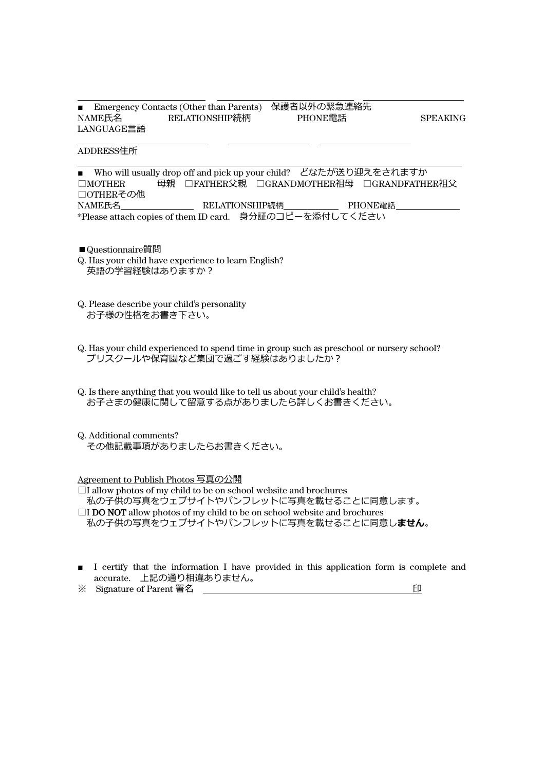■ Emergency Contacts (Other than Parents)　保護者以外の緊急連絡先

NAME氏名　　RELATIONSHIP続柄　　PHONE電話　　SPEAKING LANGUAGE言語

ADDRESS住所

■ Who will usually drop off and pick up your child?　どなたが送り迎えをされますか

□MOTHER 母親　□FATHER父親　□GRANDMOTHER祖母　□GRANDFATHER祖父　□OTHERその他

NAME氏名＿＿＿＿＿＿＿＿　RELATIONSHIP続柄＿＿＿＿＿＿　PHONE電話＿＿＿＿＿＿＿

*Please attach copies of them ID card.　身分証のコピーを添付してください

■Questionnaire質問

Q. Has your child have experience to learn English?
英語の学習経験はありますか？

Q. Please describe your child's personality
お子様の性格をお書き下さい。

Q. Has your child experienced to spend time in group such as preschool or nursery school?
プリスクールや保育園など集団で過ごす経験はありましたか？

Q. Is there anything that you would like to tell us about your child's health?
お子さまの健康に関して留意する点がありましたら詳しくお書きください。

Q. Additional comments?
その他記載事項がありましたらお書きください。

Agreement to Publish Photos 写真の公開

□I allow photos of my child to be on school website and brochures
私の子供の写真をウェブサイトやパンフレットに写真を載せることに同意します。

□I **DO NOT** allow photos of my child to be on school website and brochures
私の子供の写真をウェブサイトやパンフレットに写真を載せることに同意し**ません**。

■ I certify that the information I have provided in this application form is complete and accurate.　上記の通り相違ありません。

※ Signature of Parent 署名 ＿＿＿＿＿＿＿＿＿＿＿＿＿＿＿＿＿＿＿＿＿＿＿＿印